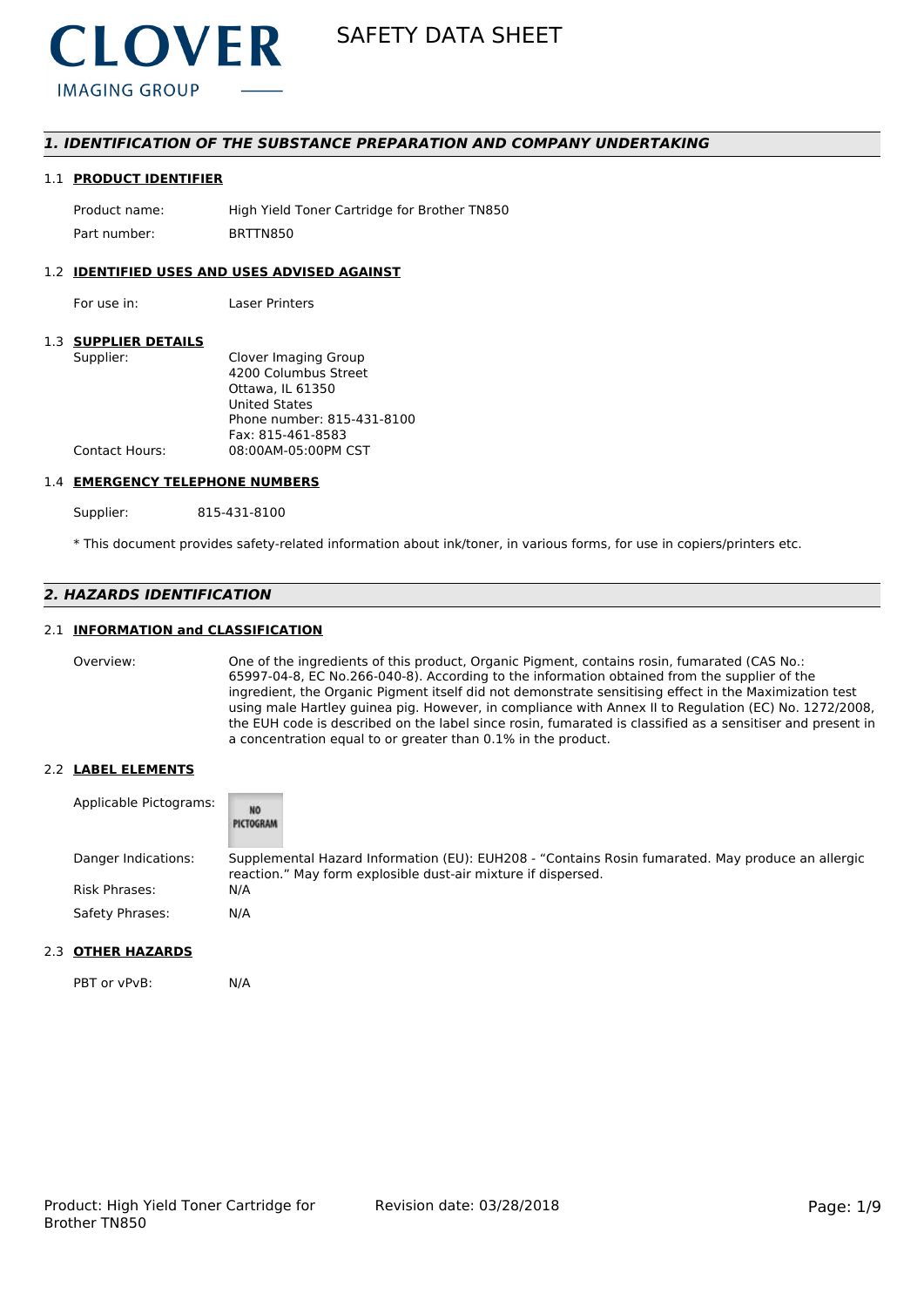CLOVER
IMAGING GROUP

# SAFETY DATA SHEET

## 1. IDENTIFICATION OF THE SUBSTANCE PREPARATION AND COMPANY UNDERTAKING

### 1.1 PRODUCT IDENTIFIER

Product name: High Yield Toner Cartridge for Brother TN850

Part number: BRTTN850

### 1.2 IDENTIFIED USES AND USES ADVISED AGAINST

For use in: Laser Printers

### 1.3 SUPPLIER DETAILS

Supplier: Clover Imaging Group
4200 Columbus Street
Ottawa, IL 61350
United States
Phone number: 815-431-8100
Fax: 815-461-8583

Contact Hours: 08:00AM-05:00PM CST

### 1.4 EMERGENCY TELEPHONE NUMBERS

Supplier: 815-431-8100

* This document provides safety-related information about ink/toner, in various forms, for use in copiers/printers etc.

## 2. HAZARDS IDENTIFICATION

### 2.1 INFORMATION and CLASSIFICATION

Overview: One of the ingredients of this product, Organic Pigment, contains rosin, fumarated (CAS No.: 65997-04-8, EC No.266-040-8). According to the information obtained from the supplier of the ingredient, the Organic Pigment itself did not demonstrate sensitising effect in the Maximization test using male Hartley guinea pig. However, in compliance with Annex II to Regulation (EC) No. 1272/2008, the EUH code is described on the label since rosin, fumarated is classified as a sensitiser and present in a concentration equal to or greater than 0.1% in the product.

### 2.2 LABEL ELEMENTS

Applicable Pictograms: NO PICTOGRAM

Danger Indications: Supplemental Hazard Information (EU): EUH208 - "Contains Rosin fumarated. May produce an allergic reaction." May form explosible dust-air mixture if dispersed.

Risk Phrases: N/A

Safety Phrases: N/A

### 2.3 OTHER HAZARDS

PBT or vPvB: N/A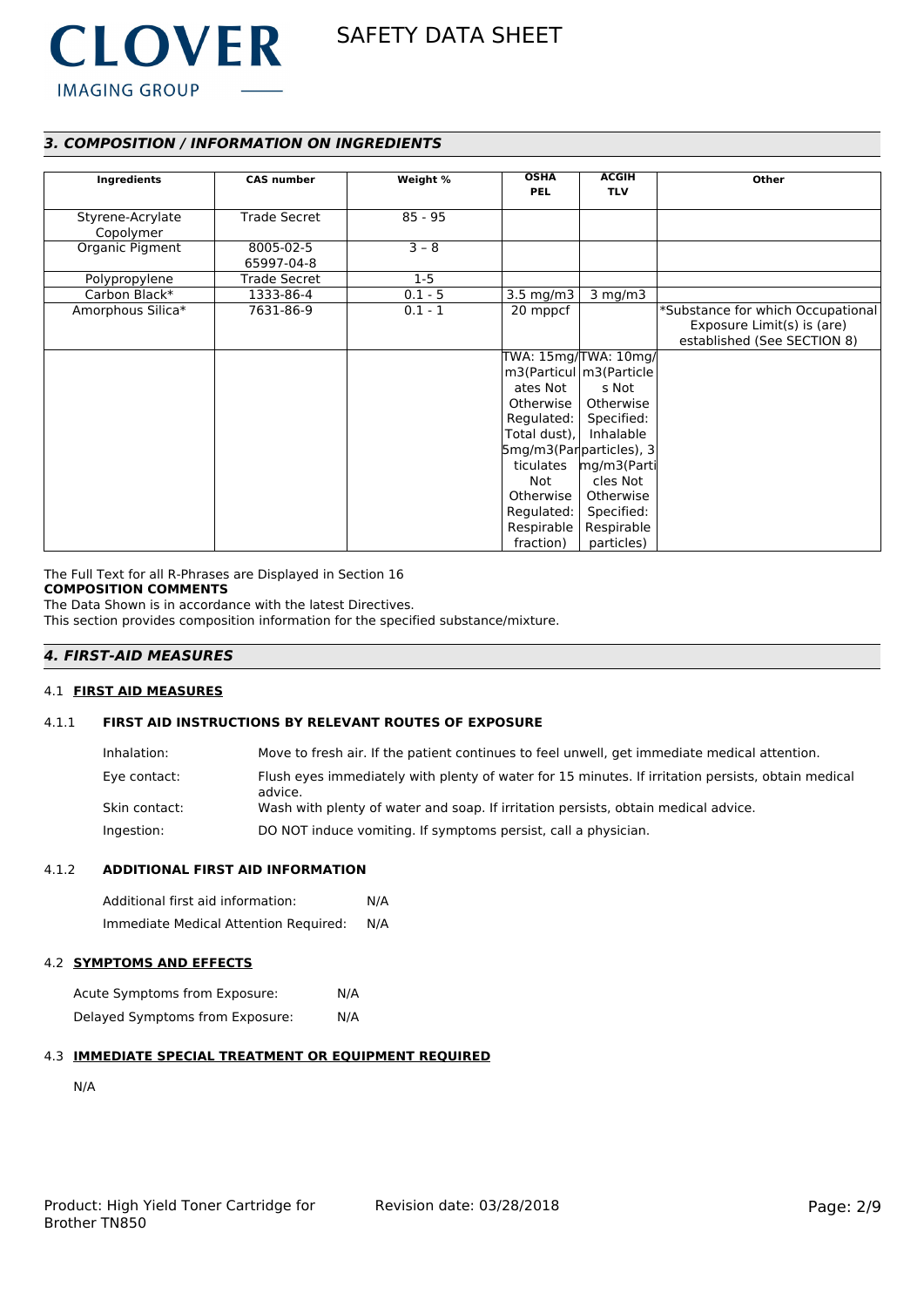## 3. COMPOSITION / INFORMATION ON INGREDIENTS

| Ingredients | CAS number | Weight % | OSHA PEL | ACGIH TLV | Other |
|---|---|---|---|---|---|
| Styrene-Acrylate Copolymer | Trade Secret | 85 - 95 | | | |
| Organic Pigment | 8005-02-5 65997-04-8 | 3 – 8 | | | |
| Polypropylene | Trade Secret | 1-5 | | | |
| Carbon Black* | 1333-86-4 | 0.1 - 5 | 3.5 mg/m3 | 3 mg/m3 | |
| Amorphous Silica* | 7631-86-9 | 0.1 - 1 | 20 mppcf | | *Substance for which Occupational Exposure Limit(s) is (are) established (See SECTION 8) |
| | | | TWA: 15mg/m3(Particulates Not Otherwise Regulated: Total dust), 5mg/m3(Particulates Not Otherwise Regulated: Respirable fraction) | TWA: 10mg/m3(Particles Not Otherwise Specified: Inhalable particles), 3 mg/m3(Particles Not Otherwise Specified: Respirable particles) | |

The Full Text for all R-Phrases are Displayed in Section 16

**COMPOSITION COMMENTS**

The Data Shown is in accordance with the latest Directives.

This section provides composition information for the specified substance/mixture.

## 4. FIRST-AID MEASURES

### 4.1 FIRST AID MEASURES

#### 4.1.1 FIRST AID INSTRUCTIONS BY RELEVANT ROUTES OF EXPOSURE

Inhalation: Move to fresh air. If the patient continues to feel unwell, get immediate medical attention.

Eye contact: Flush eyes immediately with plenty of water for 15 minutes. If irritation persists, obtain medical advice.

Skin contact: Wash with plenty of water and soap. If irritation persists, obtain medical advice.

Ingestion: DO NOT induce vomiting. If symptoms persist, call a physician.

#### 4.1.2 ADDITIONAL FIRST AID INFORMATION

Additional first aid information: N/A

Immediate Medical Attention Required: N/A

### 4.2 SYMPTOMS AND EFFECTS

Acute Symptoms from Exposure: N/A

Delayed Symptoms from Exposure: N/A

### 4.3 IMMEDIATE SPECIAL TREATMENT OR EQUIPMENT REQUIRED

N/A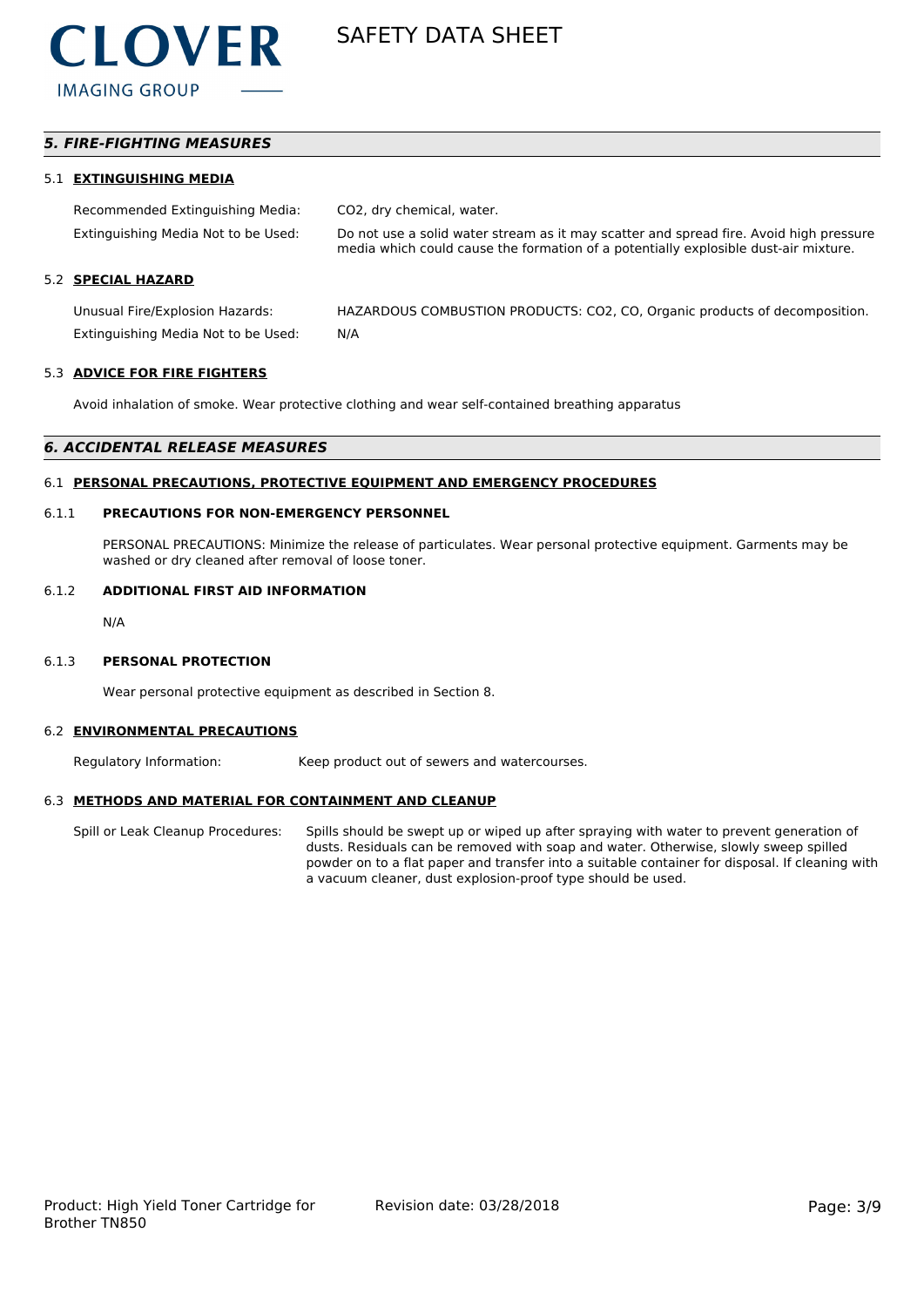## *5. FIRE-FIGHTING MEASURES*

### 5.1 EXTINGUISHING MEDIA

| | |
|---|---|
| Recommended Extinguishing Media: | $CO_2$, dry chemical, water. |
| Extinguishing Media Not to be Used: | Do not use a solid water stream as it may scatter and spread fire. Avoid high pressure media which could cause the formation of a potentially explosive dust-air mixture. |

### 5.2 SPECIAL HAZARD

| | |
|---|---|
| Unusual Fire/Explosion Hazards: | HAZARDOUS COMBUSTION PRODUCTS: $CO_2$, CO, Organic products of decomposition. |
| Extinguishing Media Not to be Used: | N/A |

### 5.3 ADVICE FOR FIRE FIGHTERS

Avoid inhalation of smoke. Wear protective clothing and wear self-contained breathing apparatus

## *6. ACCIDENTAL RELEASE MEASURES*

### 6.1 PERSONAL PRECAUTIONS, PROTECTIVE EQUIPMENT AND EMERGENCY PROCEDURES

#### 6.1.1 PRECAUTIONS FOR NON-EMERGENCY PERSONNEL

PERSONAL PRECAUTIONS: Minimize the release of particulates. Wear personal protective equipment. Garments may be washed or dry cleaned after removal of loose toner.

#### 6.1.2 ADDITIONAL FIRST AID INFORMATION

N/A

#### 6.1.3 PERSONAL PROTECTION

Wear personal protective equipment as described in Section 8.

### 6.2 ENVIRONMENTAL PRECAUTIONS

| | |
|---|---|
| Regulatory Information: | Keep product out of sewers and watercourses. |

### 6.3 METHODS AND MATERIAL FOR CONTAINMENT AND CLEANUP

| | |
|---|---|
| Spill or Leak Cleanup Procedures: | Spills should be swept up or wiped up after spraying with water to prevent generation of dusts. Residuals can be removed with soap and water. Otherwise, slowly sweep spilled powder on to a flat paper and transfer into a suitable container for disposal. If cleaning with a vacuum cleaner, dust explosion-proof type should be used. |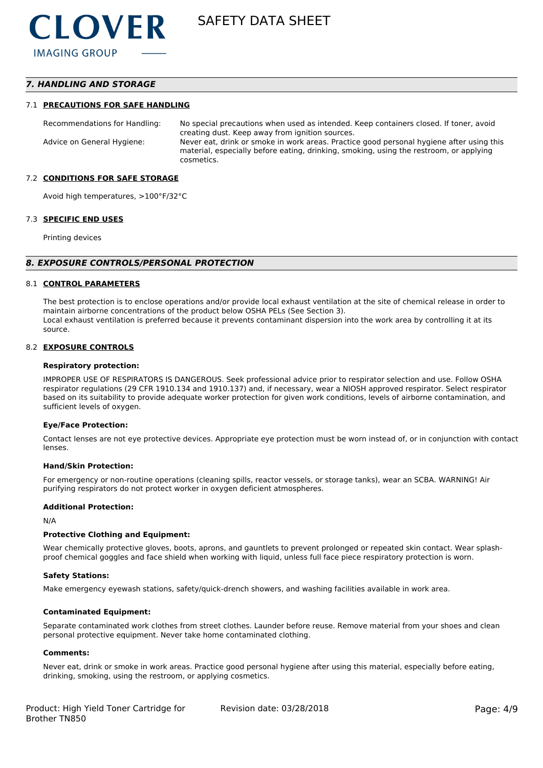## 7. HANDLING AND STORAGE

### 7.1 PRECAUTIONS FOR SAFE HANDLING

| | |
|---|---|
| Recommendations for Handling: | No special precautions when used as intended. Keep containers closed. If toner, avoid creating dust. Keep away from ignition sources. |
| Advice on General Hygiene: | Never eat, drink or smoke in work areas. Practice good personal hygiene after using this material, especially before eating, drinking, smoking, using the restroom, or applying cosmetics. |

### 7.2 CONDITIONS FOR SAFE STORAGE

Avoid high temperatures, >100°F/32°C

### 7.3 SPECIFIC END USES

Printing devices

## 8. EXPOSURE CONTROLS/PERSONAL PROTECTION

### 8.1 CONTROL PARAMETERS

The best protection is to enclose operations and/or provide local exhaust ventilation at the site of chemical release in order to maintain airborne concentrations of the product below OSHA PELs (See Section 3).
Local exhaust ventilation is preferred because it prevents contaminant dispersion into the work area by controlling it at its source.

### 8.2 EXPOSURE CONTROLS

**Respiratory protection:**

IMPROPER USE OF RESPIRATORS IS DANGEROUS. Seek professional advice prior to respirator selection and use. Follow OSHA respirator regulations (29 CFR 1910.134 and 1910.137) and, if necessary, wear a NIOSH approved respirator. Select respirator based on its suitability to provide adequate worker protection for given work conditions, levels of airborne contamination, and sufficient levels of oxygen.

**Eye/Face Protection:**

Contact lenses are not eye protective devices. Appropriate eye protection must be worn instead of, or in conjunction with contact lenses.

**Hand/Skin Protection:**

For emergency or non-routine operations (cleaning spills, reactor vessels, or storage tanks), wear an SCBA. WARNING! Air purifying respirators do not protect worker in oxygen deficient atmospheres.

**Additional Protection:**

N/A

**Protective Clothing and Equipment:**

Wear chemically protective gloves, boots, aprons, and gauntlets to prevent prolonged or repeated skin contact. Wear splash-proof chemical goggles and face shield when working with liquid, unless full face piece respiratory protection is worn.

**Safety Stations:**

Make emergency eyewash stations, safety/quick-drench showers, and washing facilities available in work area.

**Contaminated Equipment:**

Separate contaminated work clothes from street clothes. Launder before reuse. Remove material from your shoes and clean personal protective equipment. Never take home contaminated clothing.

**Comments:**

Never eat, drink or smoke in work areas. Practice good personal hygiene after using this material, especially before eating, drinking, smoking, using the restroom, or applying cosmetics.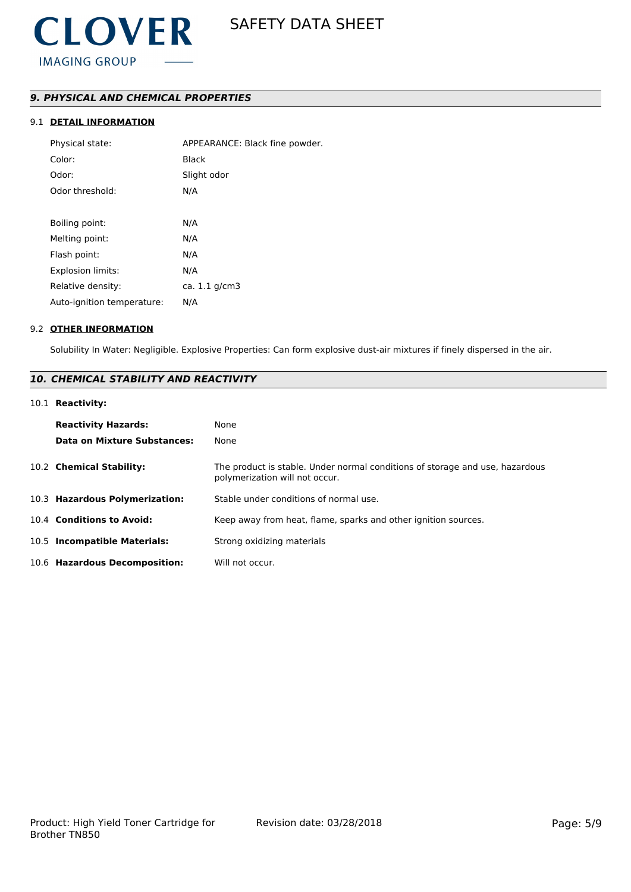## *9. PHYSICAL AND CHEMICAL PROPERTIES*

### 9.1 DETAIL INFORMATION

| | |
|---|---|
| Physical state: | APPEARANCE: Black fine powder. |
| Color: | Black |
| Odor: | Slight odor |
| Odor threshold: | N/A |
| Boiling point: | N/A |
| Melting point: | N/A |
| Flash point: | N/A |
| Explosion limits: | N/A |
| Relative density: | ca. 1.1 g/cm3 |
| Auto-ignition temperature: | N/A |

### 9.2 OTHER INFORMATION

Solubility In Water: Negligible. Explosive Properties: Can form explosive dust-air mixtures if finely dispersed in the air.

## *10. CHEMICAL STABILITY AND REACTIVITY*

10.1 **Reactivity:**

| | |
|---|---|
| **Reactivity Hazards:** | None |
| **Data on Mixture Substances:** | None |

10.2 **Chemical Stability:** The product is stable. Under normal conditions of storage and use, hazardous polymerization will not occur.

10.3 **Hazardous Polymerization:** Stable under conditions of normal use.

10.4 **Conditions to Avoid:** Keep away from heat, flame, sparks and other ignition sources.

10.5 **Incompatible Materials:** Strong oxidizing materials

10.6 **Hazardous Decomposition:** Will not occur.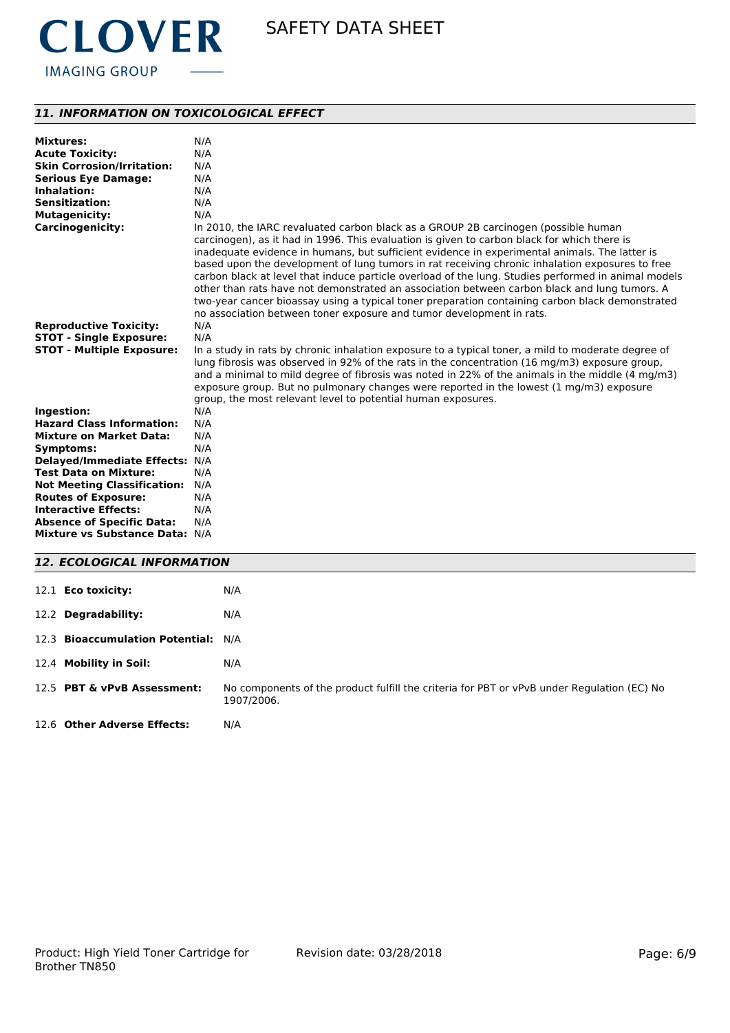## *11. INFORMATION ON TOXICOLOGICAL EFFECT*

**Mixtures:** N/A
**Acute Toxicity:** N/A
**Skin Corrosion/Irritation:** N/A
**Serious Eye Damage:** N/A
**Inhalation:** N/A
**Sensitization:** N/A
**Mutagenicity:** N/A
**Carcinogenicity:** In 2010, the IARC revaluated carbon black as a GROUP 2B carcinogen (possible human carcinogen), as it had in 1996. This evaluation is given to carbon black for which there is inadequate evidence in humans, but sufficient evidence in experimental animals. The latter is based upon the development of lung tumors in rat receiving chronic inhalation exposures to free carbon black at level that induce particle overload of the lung. Studies performed in animal models other than rats have not demonstrated an association between carbon black and lung tumors. A two-year cancer bioassay using a typical toner preparation containing carbon black demonstrated no association between toner exposure and tumor development in rats.
**Reproductive Toxicity:** N/A
**STOT - Single Exposure:** N/A
**STOT - Multiple Exposure:** In a study in rats by chronic inhalation exposure to a typical toner, a mild to moderate degree of lung fibrosis was observed in 92% of the rats in the concentration (16 mg/m3) exposure group, and a minimal to mild degree of fibrosis was noted in 22% of the animals in the middle (4 mg/m3) exposure group. But no pulmonary changes were reported in the lowest (1 mg/m3) exposure group, the most relevant level to potential human exposures.
**Ingestion:** N/A
**Hazard Class Information:** N/A
**Mixture on Market Data:** N/A
**Symptoms:** N/A
**Delayed/Immediate Effects:** N/A
**Test Data on Mixture:** N/A
**Not Meeting Classification:** N/A
**Routes of Exposure:** N/A
**Interactive Effects:** N/A
**Absence of Specific Data:** N/A
**Mixture vs Substance Data:** N/A

## *12. ECOLOGICAL INFORMATION*

12.1 **Eco toxicity:** N/A

12.2 **Degradability:** N/A

12.3 **Bioaccumulation Potential:** N/A

12.4 **Mobility in Soil:** N/A

12.5 **PBT & vPvB Assessment:** No components of the product fulfill the criteria for PBT or vPvB under Regulation (EC) No 1907/2006.

12.6 **Other Adverse Effects:** N/A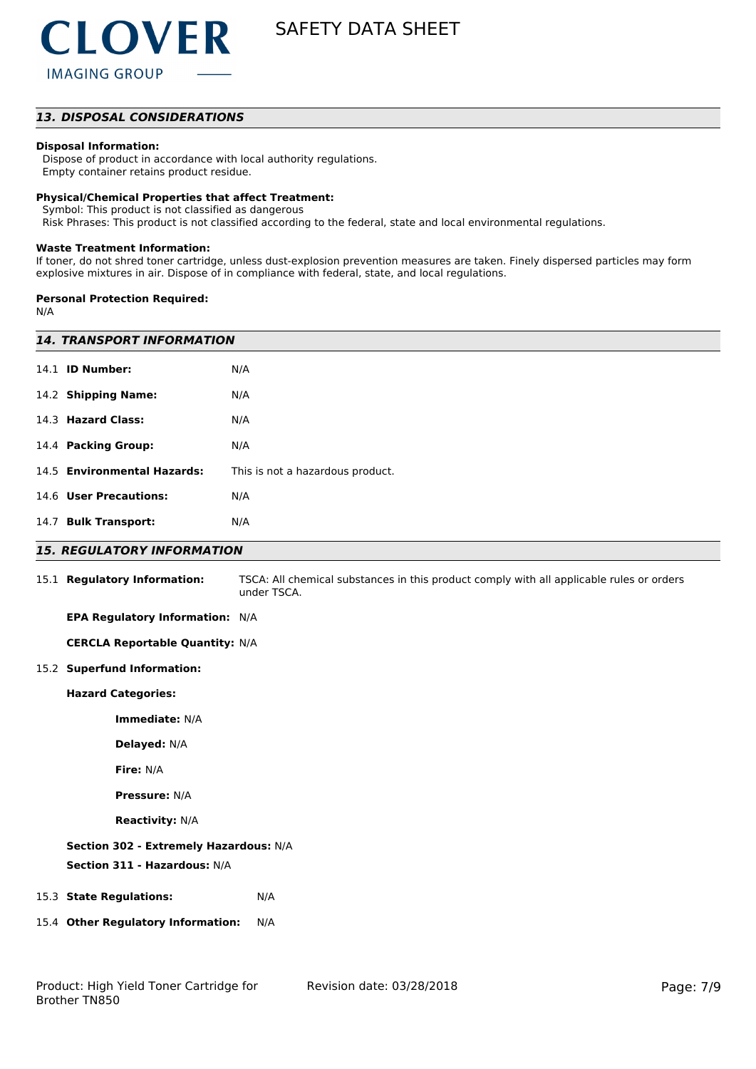## 13. DISPOSAL CONSIDERATIONS

**Disposal Information:**

Dispose of product in accordance with local authority regulations.
Empty container retains product residue.

**Physical/Chemical Properties that affect Treatment:**

Symbol: This product is not classified as dangerous
Risk Phrases: This product is not classified according to the federal, state and local environmental regulations.

**Waste Treatment Information:**

If toner, do not shred toner cartridge, unless dust-explosion prevention measures are taken. Finely dispersed particles may form explosive mixtures in air. Dispose of in compliance with federal, state, and local regulations.

**Personal Protection Required:**

N/A

## 14. TRANSPORT INFORMATION

| | |
|---|---|
| 14.1 **ID Number:** | N/A |
| 14.2 **Shipping Name:** | N/A |
| 14.3 **Hazard Class:** | N/A |
| 14.4 **Packing Group:** | N/A |
| 14.5 **Environmental Hazards:** | This is not a hazardous product. |
| 14.6 **User Precautions:** | N/A |
| 14.7 **Bulk Transport:** | N/A |

## 15. REGULATORY INFORMATION

15.1 **Regulatory Information:** TSCA: All chemical substances in this product comply with all applicable rules or orders under TSCA.

**EPA Regulatory Information:** N/A

**CERCLA Reportable Quantity:** N/A

15.2 **Superfund Information:**

**Hazard Categories:**

**Immediate:** N/A

**Delayed:** N/A

**Fire:** N/A

**Pressure:** N/A

**Reactivity:** N/A

**Section 302 - Extremely Hazardous:** N/A

**Section 311 - Hazardous:** N/A

15.3 **State Regulations:** N/A

15.4 **Other Regulatory Information:** N/A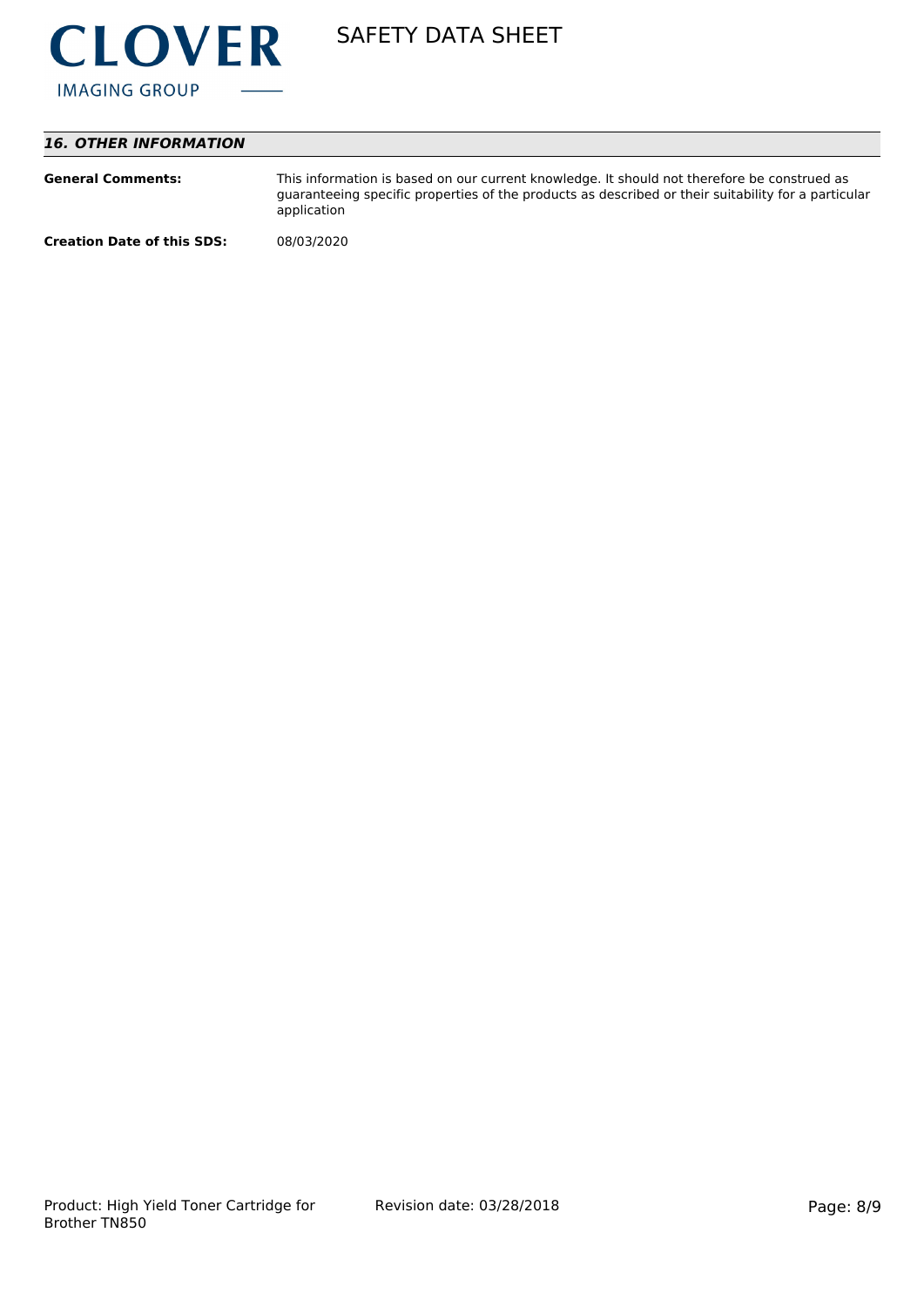## *16. OTHER INFORMATION*

**General Comments:** This information is based on our current knowledge. It should not therefore be construed as guaranteeing specific properties of the products as described or their suitability for a particular application

**Creation Date of this SDS:** 08/03/2020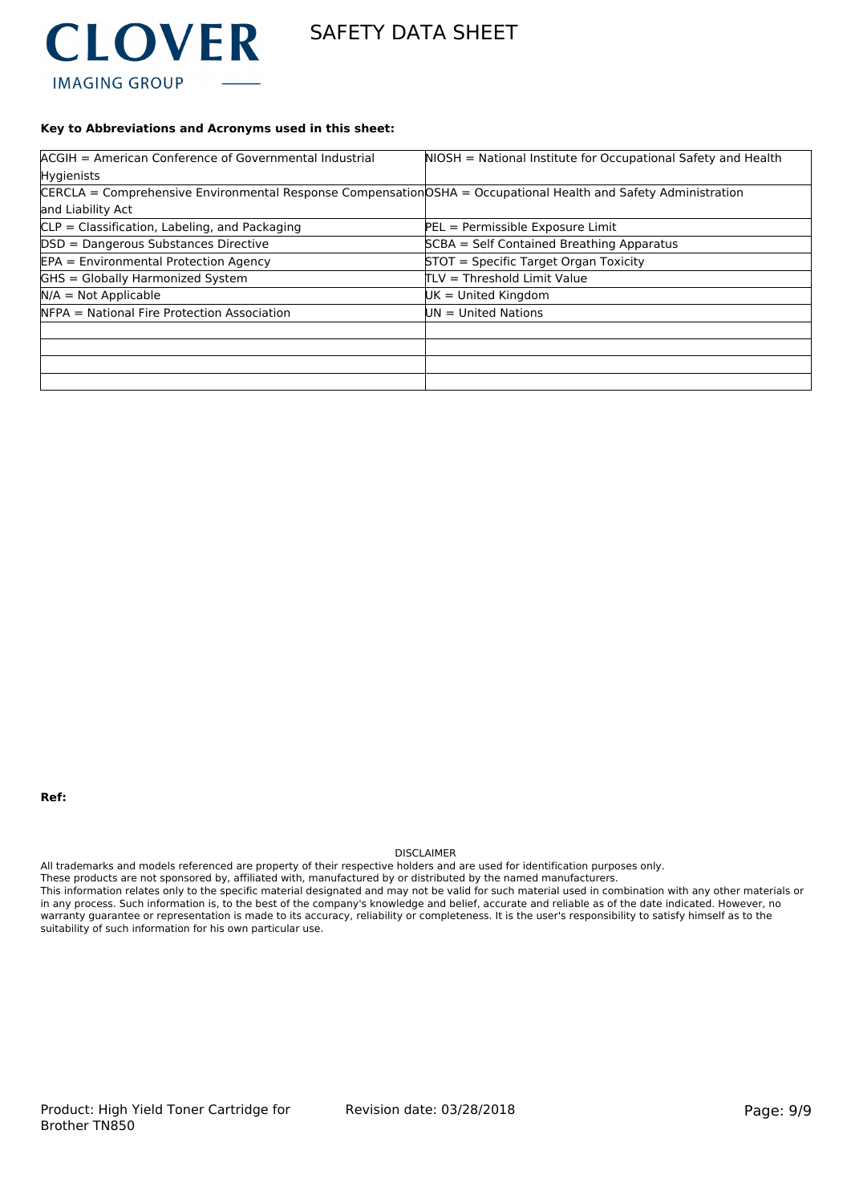**Key to Abbreviations and Acronyms used in this sheet:**

| | |
|---|---|
| ACGIH = American Conference of Governmental Industrial Hygienists | NIOSH = National Institute for Occupational Safety and Health |
| CERCLA = Comprehensive Environmental Response Compensation and Liability Act | OSHA = Occupational Health and Safety Administration |
| CLP = Classification, Labeling, and Packaging | PEL = Permissible Exposure Limit |
| DSD = Dangerous Substances Directive | SCBA = Self Contained Breathing Apparatus |
| EPA = Environmental Protection Agency | STOT = Specific Target Organ Toxicity |
| GHS = Globally Harmonized System | TLV = Threshold Limit Value |
| N/A = Not Applicable | UK = United Kingdom |
| NFPA = National Fire Protection Association | UN = United Nations |
| | |
| | |
| | |
| | |

**Ref:**

DISCLAIMER

All trademarks and models referenced are property of their respective holders and are used for identification purposes only.
These products are not sponsored by, affiliated with, manufactured by or distributed by the named manufacturers.
This information relates only to the specific material designated and may not be valid for such material used in combination with any other materials or in any process. Such information is, to the best of the company's knowledge and belief, accurate and reliable as of the date indicated. However, no warranty guarantee or representation is made to its accuracy, reliability or completeness. It is the user's responsibility to satisfy himself as to the suitability of such information for his own particular use.